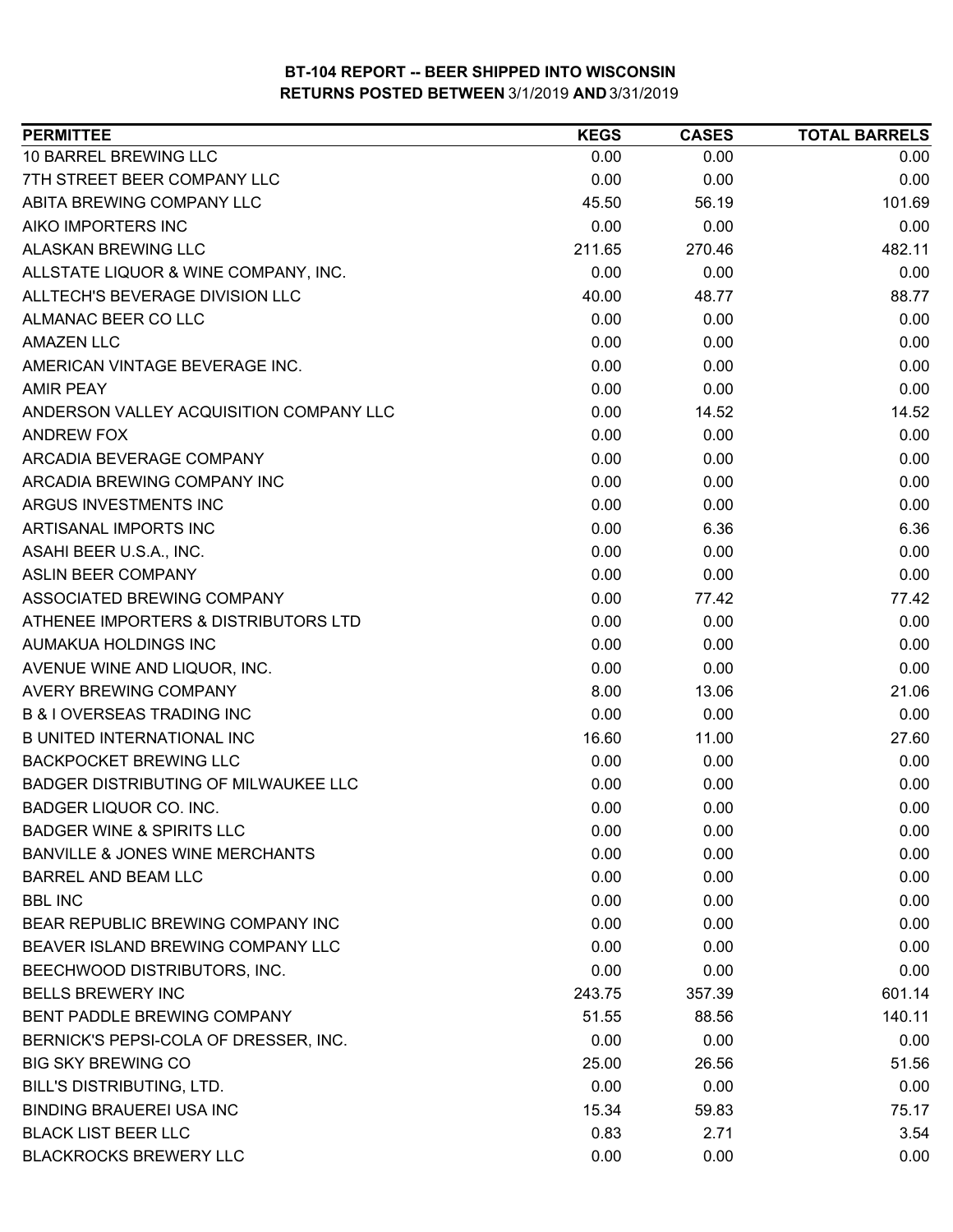# BT-104 REPORT -- BEER SHIPPED INTO WISCONSIN

## RETURNS POSTED BETWEEN 3/1/2019 AND 3/31/2019

| PERMITTEE | KEGS | CASES | TOTAL BARRELS |
|---|---|---|---|
| 10 BARREL BREWING LLC | 0.00 | 0.00 | 0.00 |
| 7TH STREET BEER COMPANY LLC | 0.00 | 0.00 | 0.00 |
| ABITA BREWING COMPANY LLC | 45.50 | 56.19 | 101.69 |
| AIKO IMPORTERS INC | 0.00 | 0.00 | 0.00 |
| ALASKAN BREWING LLC | 211.65 | 270.46 | 482.11 |
| ALLSTATE LIQUOR & WINE COMPANY, INC. | 0.00 | 0.00 | 0.00 |
| ALLTECH'S BEVERAGE DIVISION LLC | 40.00 | 48.77 | 88.77 |
| ALMANAC BEER CO LLC | 0.00 | 0.00 | 0.00 |
| AMAZEN LLC | 0.00 | 0.00 | 0.00 |
| AMERICAN VINTAGE BEVERAGE INC. | 0.00 | 0.00 | 0.00 |
| AMIR PEAY | 0.00 | 0.00 | 0.00 |
| ANDERSON VALLEY ACQUISITION COMPANY LLC | 0.00 | 14.52 | 14.52 |
| ANDREW FOX | 0.00 | 0.00 | 0.00 |
| ARCADIA BEVERAGE COMPANY | 0.00 | 0.00 | 0.00 |
| ARCADIA BREWING COMPANY INC | 0.00 | 0.00 | 0.00 |
| ARGUS INVESTMENTS INC | 0.00 | 0.00 | 0.00 |
| ARTISANAL IMPORTS INC | 0.00 | 6.36 | 6.36 |
| ASAHI BEER U.S.A., INC. | 0.00 | 0.00 | 0.00 |
| ASLIN BEER COMPANY | 0.00 | 0.00 | 0.00 |
| ASSOCIATED BREWING COMPANY | 0.00 | 77.42 | 77.42 |
| ATHENEE IMPORTERS & DISTRIBUTORS LTD | 0.00 | 0.00 | 0.00 |
| AUMAKUA HOLDINGS INC | 0.00 | 0.00 | 0.00 |
| AVENUE WINE AND LIQUOR, INC. | 0.00 | 0.00 | 0.00 |
| AVERY BREWING COMPANY | 8.00 | 13.06 | 21.06 |
| B & I OVERSEAS TRADING INC | 0.00 | 0.00 | 0.00 |
| B UNITED INTERNATIONAL INC | 16.60 | 11.00 | 27.60 |
| BACKPOCKET BREWING LLC | 0.00 | 0.00 | 0.00 |
| BADGER DISTRIBUTING OF MILWAUKEE LLC | 0.00 | 0.00 | 0.00 |
| BADGER LIQUOR CO. INC. | 0.00 | 0.00 | 0.00 |
| BADGER WINE & SPIRITS LLC | 0.00 | 0.00 | 0.00 |
| BANVILLE & JONES WINE MERCHANTS | 0.00 | 0.00 | 0.00 |
| BARREL AND BEAM LLC | 0.00 | 0.00 | 0.00 |
| BBL INC | 0.00 | 0.00 | 0.00 |
| BEAR REPUBLIC BREWING COMPANY INC | 0.00 | 0.00 | 0.00 |
| BEAVER ISLAND BREWING COMPANY LLC | 0.00 | 0.00 | 0.00 |
| BEECHWOOD DISTRIBUTORS, INC. | 0.00 | 0.00 | 0.00 |
| BELLS BREWERY INC | 243.75 | 357.39 | 601.14 |
| BENT PADDLE BREWING COMPANY | 51.55 | 88.56 | 140.11 |
| BERNICK'S PEPSI-COLA OF DRESSER, INC. | 0.00 | 0.00 | 0.00 |
| BIG SKY BREWING CO | 25.00 | 26.56 | 51.56 |
| BILL'S DISTRIBUTING, LTD. | 0.00 | 0.00 | 0.00 |
| BINDING BRAUEREI USA INC | 15.34 | 59.83 | 75.17 |
| BLACK LIST BEER LLC | 0.83 | 2.71 | 3.54 |
| BLACKROCKS BREWERY LLC | 0.00 | 0.00 | 0.00 |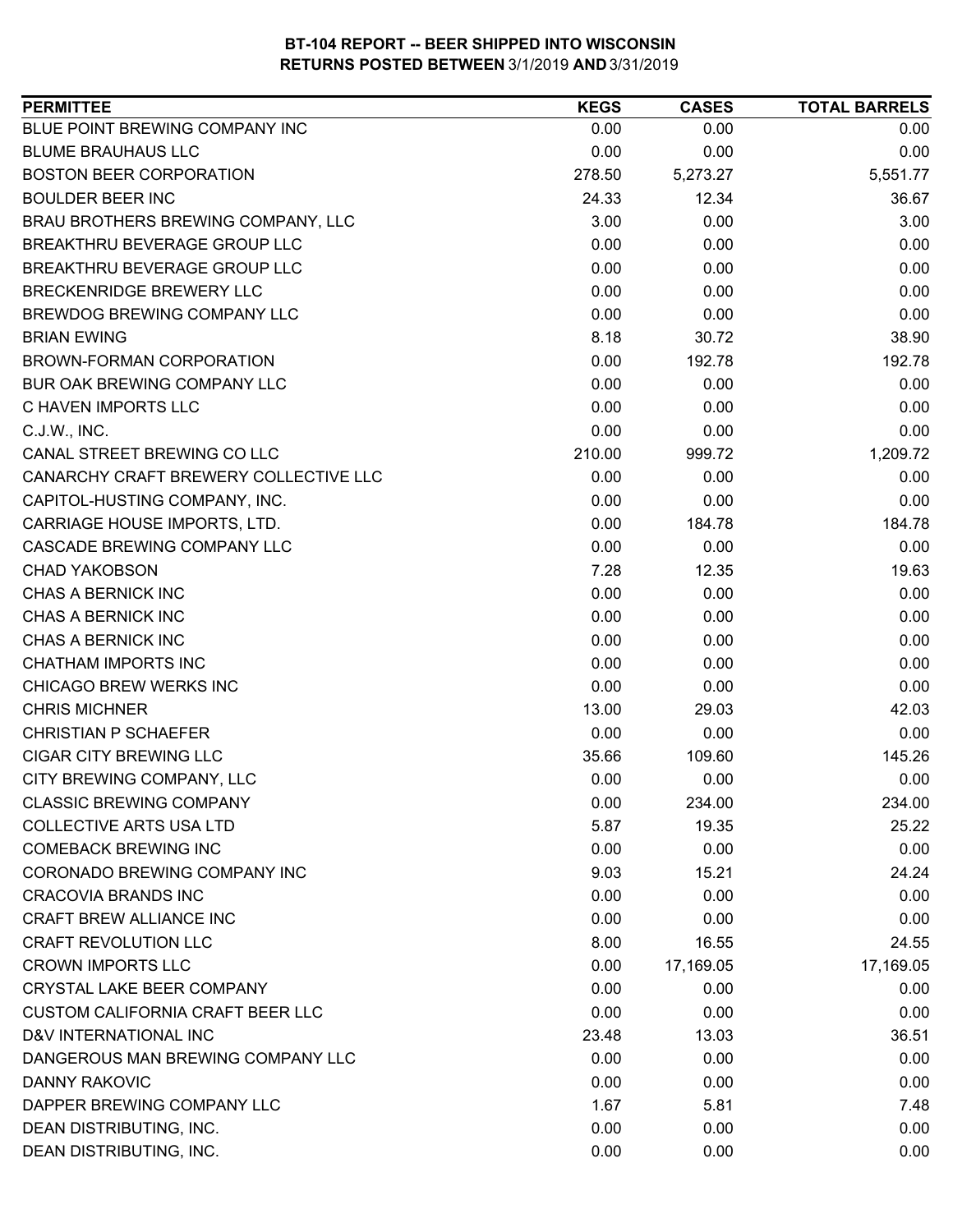**BT-104 REPORT -- BEER SHIPPED INTO WISCONSIN**
**RETURNS POSTED BETWEEN 3/1/2019 AND 3/31/2019**

| PERMITTEE | KEGS | CASES | TOTAL BARRELS |
|---|---|---|---|
| BLUE POINT BREWING COMPANY INC | 0.00 | 0.00 | 0.00 |
| BLUME BRAUHAUS LLC | 0.00 | 0.00 | 0.00 |
| BOSTON BEER CORPORATION | 278.50 | 5,273.27 | 5,551.77 |
| BOULDER BEER INC | 24.33 | 12.34 | 36.67 |
| BRAU BROTHERS BREWING COMPANY, LLC | 3.00 | 0.00 | 3.00 |
| BREAKTHRU BEVERAGE GROUP LLC | 0.00 | 0.00 | 0.00 |
| BREAKTHRU BEVERAGE GROUP LLC | 0.00 | 0.00 | 0.00 |
| BRECKENRIDGE BREWERY LLC | 0.00 | 0.00 | 0.00 |
| BREWDOG BREWING COMPANY LLC | 0.00 | 0.00 | 0.00 |
| BRIAN EWING | 8.18 | 30.72 | 38.90 |
| BROWN-FORMAN CORPORATION | 0.00 | 192.78 | 192.78 |
| BUR OAK BREWING COMPANY LLC | 0.00 | 0.00 | 0.00 |
| C HAVEN IMPORTS LLC | 0.00 | 0.00 | 0.00 |
| C.J.W., INC. | 0.00 | 0.00 | 0.00 |
| CANAL STREET BREWING CO LLC | 210.00 | 999.72 | 1,209.72 |
| CANARCHY CRAFT BREWERY COLLECTIVE LLC | 0.00 | 0.00 | 0.00 |
| CAPITOL-HUSTING COMPANY, INC. | 0.00 | 0.00 | 0.00 |
| CARRIAGE HOUSE IMPORTS, LTD. | 0.00 | 184.78 | 184.78 |
| CASCADE BREWING COMPANY LLC | 0.00 | 0.00 | 0.00 |
| CHAD YAKOBSON | 7.28 | 12.35 | 19.63 |
| CHAS A BERNICK INC | 0.00 | 0.00 | 0.00 |
| CHAS A BERNICK INC | 0.00 | 0.00 | 0.00 |
| CHAS A BERNICK INC | 0.00 | 0.00 | 0.00 |
| CHATHAM IMPORTS INC | 0.00 | 0.00 | 0.00 |
| CHICAGO BREW WERKS INC | 0.00 | 0.00 | 0.00 |
| CHRIS MICHNER | 13.00 | 29.03 | 42.03 |
| CHRISTIAN P SCHAEFER | 0.00 | 0.00 | 0.00 |
| CIGAR CITY BREWING LLC | 35.66 | 109.60 | 145.26 |
| CITY BREWING COMPANY, LLC | 0.00 | 0.00 | 0.00 |
| CLASSIC BREWING COMPANY | 0.00 | 234.00 | 234.00 |
| COLLECTIVE ARTS USA LTD | 5.87 | 19.35 | 25.22 |
| COMEBACK BREWING INC | 0.00 | 0.00 | 0.00 |
| CORONADO BREWING COMPANY INC | 9.03 | 15.21 | 24.24 |
| CRACOVIA BRANDS INC | 0.00 | 0.00 | 0.00 |
| CRAFT BREW ALLIANCE INC | 0.00 | 0.00 | 0.00 |
| CRAFT REVOLUTION LLC | 8.00 | 16.55 | 24.55 |
| CROWN IMPORTS LLC | 0.00 | 17,169.05 | 17,169.05 |
| CRYSTAL LAKE BEER COMPANY | 0.00 | 0.00 | 0.00 |
| CUSTOM CALIFORNIA CRAFT BEER LLC | 0.00 | 0.00 | 0.00 |
| D&V INTERNATIONAL INC | 23.48 | 13.03 | 36.51 |
| DANGEROUS MAN BREWING COMPANY LLC | 0.00 | 0.00 | 0.00 |
| DANNY RAKOVIC | 0.00 | 0.00 | 0.00 |
| DAPPER BREWING COMPANY LLC | 1.67 | 5.81 | 7.48 |
| DEAN DISTRIBUTING, INC. | 0.00 | 0.00 | 0.00 |
| DEAN DISTRIBUTING, INC. | 0.00 | 0.00 | 0.00 |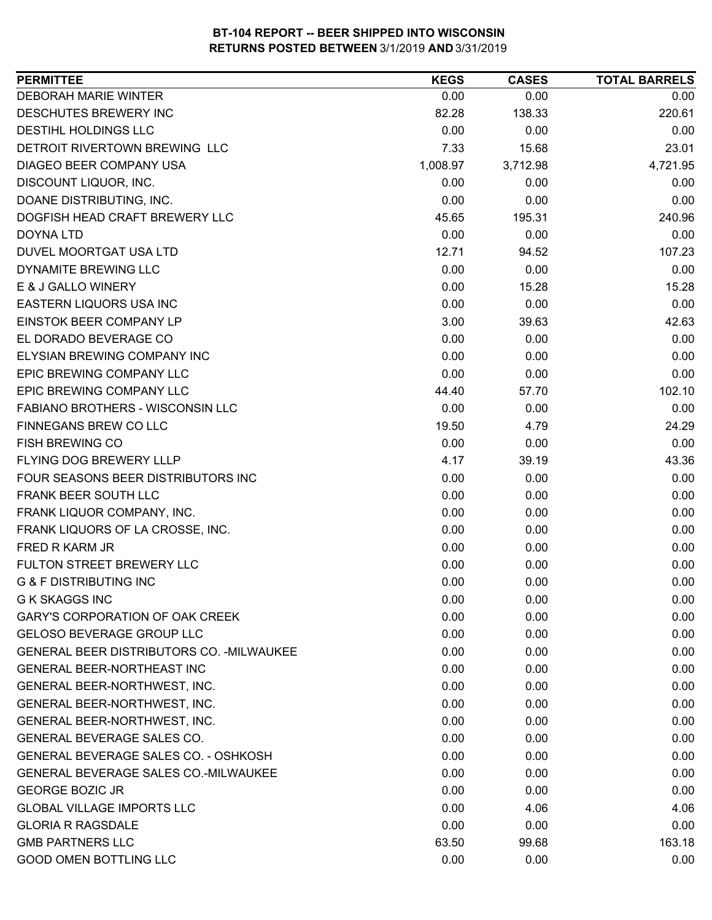**BT-104 REPORT -- BEER SHIPPED INTO WISCONSIN**
**RETURNS POSTED BETWEEN 3/1/2019 AND 3/31/2019**

| PERMITTEE | KEGS | CASES | TOTAL BARRELS |
| --- | --- | --- | --- |
| DEBORAH MARIE WINTER | 0.00 | 0.00 | 0.00 |
| DESCHUTES BREWERY INC | 82.28 | 138.33 | 220.61 |
| DESTIHL HOLDINGS LLC | 0.00 | 0.00 | 0.00 |
| DETROIT RIVERTOWN BREWING LLC | 7.33 | 15.68 | 23.01 |
| DIAGEO BEER COMPANY USA | 1,008.97 | 3,712.98 | 4,721.95 |
| DISCOUNT LIQUOR, INC. | 0.00 | 0.00 | 0.00 |
| DOANE DISTRIBUTING, INC. | 0.00 | 0.00 | 0.00 |
| DOGFISH HEAD CRAFT BREWERY LLC | 45.65 | 195.31 | 240.96 |
| DOYNA LTD | 0.00 | 0.00 | 0.00 |
| DUVEL MOORTGAT USA LTD | 12.71 | 94.52 | 107.23 |
| DYNAMITE BREWING LLC | 0.00 | 0.00 | 0.00 |
| E & J GALLO WINERY | 0.00 | 15.28 | 15.28 |
| EASTERN LIQUORS USA INC | 0.00 | 0.00 | 0.00 |
| EINSTOK BEER COMPANY LP | 3.00 | 39.63 | 42.63 |
| EL DORADO BEVERAGE CO | 0.00 | 0.00 | 0.00 |
| ELYSIAN BREWING COMPANY INC | 0.00 | 0.00 | 0.00 |
| EPIC BREWING COMPANY LLC | 0.00 | 0.00 | 0.00 |
| EPIC BREWING COMPANY LLC | 44.40 | 57.70 | 102.10 |
| FABIANO BROTHERS - WISCONSIN LLC | 0.00 | 0.00 | 0.00 |
| FINNEGANS BREW CO LLC | 19.50 | 4.79 | 24.29 |
| FISH BREWING CO | 0.00 | 0.00 | 0.00 |
| FLYING DOG BREWERY LLLP | 4.17 | 39.19 | 43.36 |
| FOUR SEASONS BEER DISTRIBUTORS INC | 0.00 | 0.00 | 0.00 |
| FRANK BEER SOUTH LLC | 0.00 | 0.00 | 0.00 |
| FRANK LIQUOR COMPANY, INC. | 0.00 | 0.00 | 0.00 |
| FRANK LIQUORS OF LA CROSSE, INC. | 0.00 | 0.00 | 0.00 |
| FRED R KARM JR | 0.00 | 0.00 | 0.00 |
| FULTON STREET BREWERY LLC | 0.00 | 0.00 | 0.00 |
| G & F DISTRIBUTING INC | 0.00 | 0.00 | 0.00 |
| G K SKAGGS INC | 0.00 | 0.00 | 0.00 |
| GARY'S CORPORATION OF OAK CREEK | 0.00 | 0.00 | 0.00 |
| GELOSO BEVERAGE GROUP LLC | 0.00 | 0.00 | 0.00 |
| GENERAL BEER DISTRIBUTORS CO. -MILWAUKEE | 0.00 | 0.00 | 0.00 |
| GENERAL BEER-NORTHEAST INC | 0.00 | 0.00 | 0.00 |
| GENERAL BEER-NORTHWEST, INC. | 0.00 | 0.00 | 0.00 |
| GENERAL BEER-NORTHWEST, INC. | 0.00 | 0.00 | 0.00 |
| GENERAL BEER-NORTHWEST, INC. | 0.00 | 0.00 | 0.00 |
| GENERAL BEVERAGE SALES CO. | 0.00 | 0.00 | 0.00 |
| GENERAL BEVERAGE SALES CO. - OSHKOSH | 0.00 | 0.00 | 0.00 |
| GENERAL BEVERAGE SALES CO.-MILWAUKEE | 0.00 | 0.00 | 0.00 |
| GEORGE BOZIC JR | 0.00 | 0.00 | 0.00 |
| GLOBAL VILLAGE IMPORTS LLC | 0.00 | 4.06 | 4.06 |
| GLORIA R RAGSDALE | 0.00 | 0.00 | 0.00 |
| GMB PARTNERS LLC | 63.50 | 99.68 | 163.18 |
| GOOD OMEN BOTTLING LLC | 0.00 | 0.00 | 0.00 |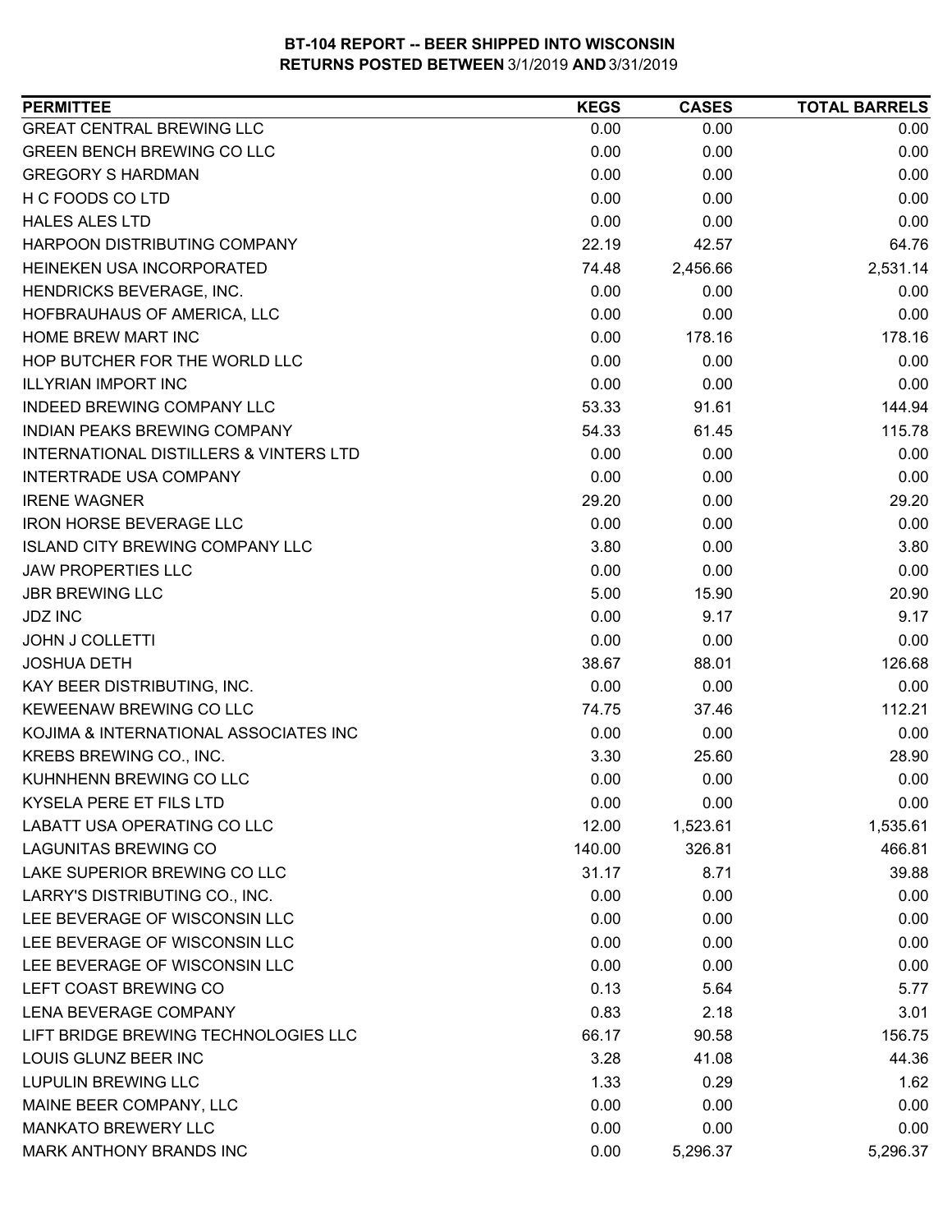**BT-104 REPORT -- BEER SHIPPED INTO WISCONSIN**
**RETURNS POSTED BETWEEN** 3/1/2019 **AND** 3/31/2019

| PERMITTEE | KEGS | CASES | TOTAL BARRELS |
|---|---|---|---|
| GREAT CENTRAL BREWING LLC | 0.00 | 0.00 | 0.00 |
| GREEN BENCH BREWING CO LLC | 0.00 | 0.00 | 0.00 |
| GREGORY S HARDMAN | 0.00 | 0.00 | 0.00 |
| H C FOODS CO LTD | 0.00 | 0.00 | 0.00 |
| HALES ALES LTD | 0.00 | 0.00 | 0.00 |
| HARPOON DISTRIBUTING COMPANY | 22.19 | 42.57 | 64.76 |
| HEINEKEN USA INCORPORATED | 74.48 | 2,456.66 | 2,531.14 |
| HENDRICKS BEVERAGE, INC. | 0.00 | 0.00 | 0.00 |
| HOFBRAUHAUS OF AMERICA, LLC | 0.00 | 0.00 | 0.00 |
| HOME BREW MART INC | 0.00 | 178.16 | 178.16 |
| HOP BUTCHER FOR THE WORLD LLC | 0.00 | 0.00 | 0.00 |
| ILLYRIAN IMPORT INC | 0.00 | 0.00 | 0.00 |
| INDEED BREWING COMPANY LLC | 53.33 | 91.61 | 144.94 |
| INDIAN PEAKS BREWING COMPANY | 54.33 | 61.45 | 115.78 |
| INTERNATIONAL DISTILLERS & VINTERS LTD | 0.00 | 0.00 | 0.00 |
| INTERTRADE USA COMPANY | 0.00 | 0.00 | 0.00 |
| IRENE WAGNER | 29.20 | 0.00 | 29.20 |
| IRON HORSE BEVERAGE LLC | 0.00 | 0.00 | 0.00 |
| ISLAND CITY BREWING COMPANY LLC | 3.80 | 0.00 | 3.80 |
| JAW PROPERTIES LLC | 0.00 | 0.00 | 0.00 |
| JBR BREWING LLC | 5.00 | 15.90 | 20.90 |
| JDZ INC | 0.00 | 9.17 | 9.17 |
| JOHN J COLLETTI | 0.00 | 0.00 | 0.00 |
| JOSHUA DETH | 38.67 | 88.01 | 126.68 |
| KAY BEER DISTRIBUTING, INC. | 0.00 | 0.00 | 0.00 |
| KEWEENAW BREWING CO LLC | 74.75 | 37.46 | 112.21 |
| KOJIMA & INTERNATIONAL ASSOCIATES INC | 0.00 | 0.00 | 0.00 |
| KREBS BREWING CO., INC. | 3.30 | 25.60 | 28.90 |
| KUHNHENN BREWING CO LLC | 0.00 | 0.00 | 0.00 |
| KYSELA PERE ET FILS LTD | 0.00 | 0.00 | 0.00 |
| LABATT USA OPERATING CO LLC | 12.00 | 1,523.61 | 1,535.61 |
| LAGUNITAS BREWING CO | 140.00 | 326.81 | 466.81 |
| LAKE SUPERIOR BREWING CO LLC | 31.17 | 8.71 | 39.88 |
| LARRY'S DISTRIBUTING CO., INC. | 0.00 | 0.00 | 0.00 |
| LEE BEVERAGE OF WISCONSIN LLC | 0.00 | 0.00 | 0.00 |
| LEE BEVERAGE OF WISCONSIN LLC | 0.00 | 0.00 | 0.00 |
| LEE BEVERAGE OF WISCONSIN LLC | 0.00 | 0.00 | 0.00 |
| LEFT COAST BREWING CO | 0.13 | 5.64 | 5.77 |
| LENA BEVERAGE COMPANY | 0.83 | 2.18 | 3.01 |
| LIFT BRIDGE BREWING TECHNOLOGIES LLC | 66.17 | 90.58 | 156.75 |
| LOUIS GLUNZ BEER INC | 3.28 | 41.08 | 44.36 |
| LUPULIN BREWING LLC | 1.33 | 0.29 | 1.62 |
| MAINE BEER COMPANY, LLC | 0.00 | 0.00 | 0.00 |
| MANKATO BREWERY LLC | 0.00 | 0.00 | 0.00 |
| MARK ANTHONY BRANDS INC | 0.00 | 5,296.37 | 5,296.37 |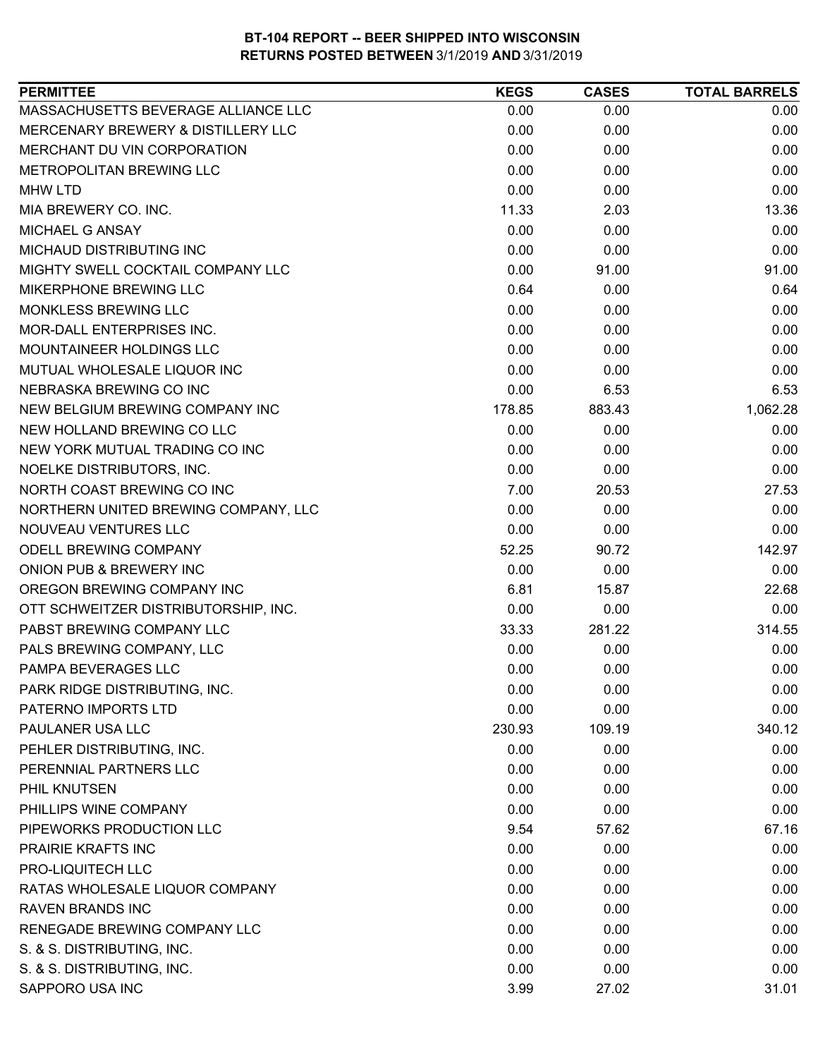**BT-104 REPORT -- BEER SHIPPED INTO WISCONSIN**
**RETURNS POSTED BETWEEN 3/1/2019 AND 3/31/2019**

| PERMITTEE | KEGS | CASES | TOTAL BARRELS |
|---|---|---|---|
| MASSACHUSETTS BEVERAGE ALLIANCE LLC | 0.00 | 0.00 | 0.00 |
| MERCENARY BREWERY & DISTILLERY LLC | 0.00 | 0.00 | 0.00 |
| MERCHANT DU VIN CORPORATION | 0.00 | 0.00 | 0.00 |
| METROPOLITAN BREWING LLC | 0.00 | 0.00 | 0.00 |
| MHW LTD | 0.00 | 0.00 | 0.00 |
| MIA BREWERY CO. INC. | 11.33 | 2.03 | 13.36 |
| MICHAEL G ANSAY | 0.00 | 0.00 | 0.00 |
| MICHAUD DISTRIBUTING INC | 0.00 | 0.00 | 0.00 |
| MIGHTY SWELL COCKTAIL COMPANY LLC | 0.00 | 91.00 | 91.00 |
| MIKERPHONE BREWING LLC | 0.64 | 0.00 | 0.64 |
| MONKLESS BREWING LLC | 0.00 | 0.00 | 0.00 |
| MOR-DALL ENTERPRISES INC. | 0.00 | 0.00 | 0.00 |
| MOUNTAINEER HOLDINGS LLC | 0.00 | 0.00 | 0.00 |
| MUTUAL WHOLESALE LIQUOR INC | 0.00 | 0.00 | 0.00 |
| NEBRASKA BREWING CO INC | 0.00 | 6.53 | 6.53 |
| NEW BELGIUM BREWING COMPANY INC | 178.85 | 883.43 | 1,062.28 |
| NEW HOLLAND BREWING CO LLC | 0.00 | 0.00 | 0.00 |
| NEW YORK MUTUAL TRADING CO INC | 0.00 | 0.00 | 0.00 |
| NOELKE DISTRIBUTORS, INC. | 0.00 | 0.00 | 0.00 |
| NORTH COAST BREWING CO INC | 7.00 | 20.53 | 27.53 |
| NORTHERN UNITED BREWING COMPANY, LLC | 0.00 | 0.00 | 0.00 |
| NOUVEAU VENTURES LLC | 0.00 | 0.00 | 0.00 |
| ODELL BREWING COMPANY | 52.25 | 90.72 | 142.97 |
| ONION PUB & BREWERY INC | 0.00 | 0.00 | 0.00 |
| OREGON BREWING COMPANY INC | 6.81 | 15.87 | 22.68 |
| OTT SCHWEITZER DISTRIBUTORSHIP, INC. | 0.00 | 0.00 | 0.00 |
| PABST BREWING COMPANY LLC | 33.33 | 281.22 | 314.55 |
| PALS BREWING COMPANY, LLC | 0.00 | 0.00 | 0.00 |
| PAMPA BEVERAGES LLC | 0.00 | 0.00 | 0.00 |
| PARK RIDGE DISTRIBUTING, INC. | 0.00 | 0.00 | 0.00 |
| PATERNO IMPORTS LTD | 0.00 | 0.00 | 0.00 |
| PAULANER USA LLC | 230.93 | 109.19 | 340.12 |
| PEHLER DISTRIBUTING, INC. | 0.00 | 0.00 | 0.00 |
| PERENNIAL PARTNERS LLC | 0.00 | 0.00 | 0.00 |
| PHIL KNUTSEN | 0.00 | 0.00 | 0.00 |
| PHILLIPS WINE COMPANY | 0.00 | 0.00 | 0.00 |
| PIPEWORKS PRODUCTION LLC | 9.54 | 57.62 | 67.16 |
| PRAIRIE KRAFTS INC | 0.00 | 0.00 | 0.00 |
| PRO-LIQUITECH LLC | 0.00 | 0.00 | 0.00 |
| RATAS WHOLESALE LIQUOR COMPANY | 0.00 | 0.00 | 0.00 |
| RAVEN BRANDS INC | 0.00 | 0.00 | 0.00 |
| RENEGADE BREWING COMPANY LLC | 0.00 | 0.00 | 0.00 |
| S. & S. DISTRIBUTING, INC. | 0.00 | 0.00 | 0.00 |
| S. & S. DISTRIBUTING, INC. | 0.00 | 0.00 | 0.00 |
| SAPPORO USA INC | 3.99 | 27.02 | 31.01 |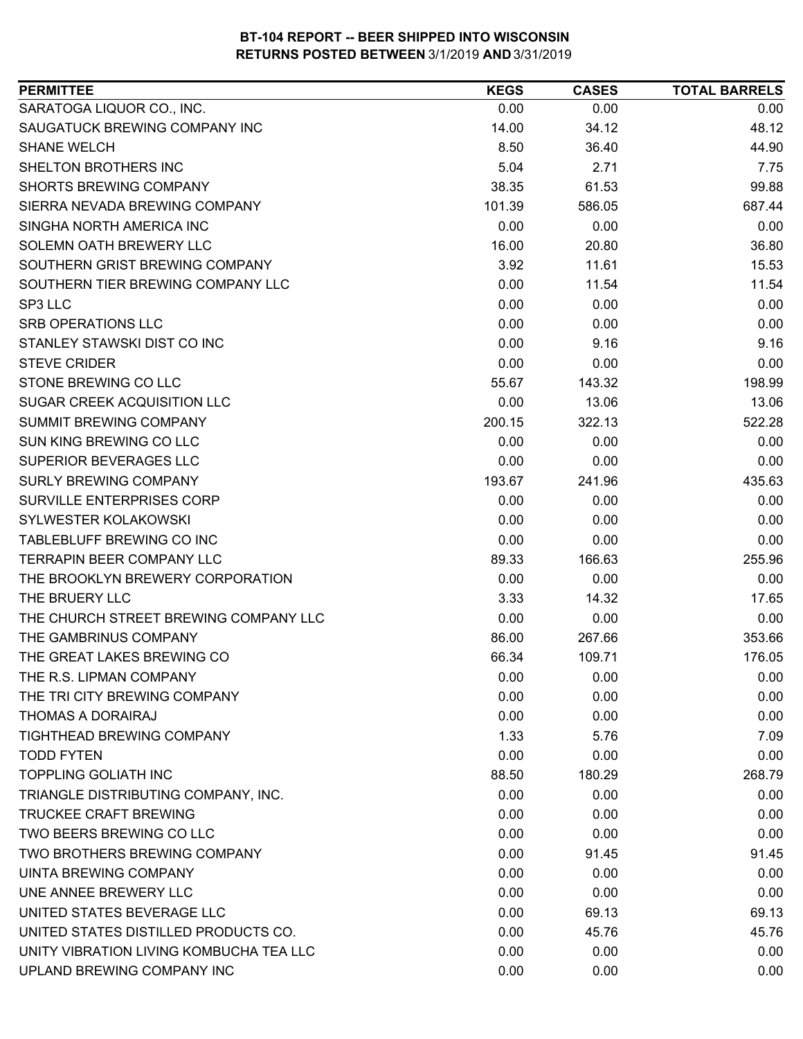**BT-104 REPORT -- BEER SHIPPED INTO WISCONSIN**
**RETURNS POSTED BETWEEN 3/1/2019 AND 3/31/2019**

| PERMITTEE | KEGS | CASES | TOTAL BARRELS |
|---|---|---|---|
| SARATOGA LIQUOR CO., INC. | 0.00 | 0.00 | 0.00 |
| SAUGATUCK BREWING COMPANY INC | 14.00 | 34.12 | 48.12 |
| SHANE WELCH | 8.50 | 36.40 | 44.90 |
| SHELTON BROTHERS INC | 5.04 | 2.71 | 7.75 |
| SHORTS BREWING COMPANY | 38.35 | 61.53 | 99.88 |
| SIERRA NEVADA BREWING COMPANY | 101.39 | 586.05 | 687.44 |
| SINGHA NORTH AMERICA INC | 0.00 | 0.00 | 0.00 |
| SOLEMN OATH BREWERY LLC | 16.00 | 20.80 | 36.80 |
| SOUTHERN GRIST BREWING COMPANY | 3.92 | 11.61 | 15.53 |
| SOUTHERN TIER BREWING COMPANY LLC | 0.00 | 11.54 | 11.54 |
| SP3 LLC | 0.00 | 0.00 | 0.00 |
| SRB OPERATIONS LLC | 0.00 | 0.00 | 0.00 |
| STANLEY STAWSKI DIST CO INC | 0.00 | 9.16 | 9.16 |
| STEVE CRIDER | 0.00 | 0.00 | 0.00 |
| STONE BREWING CO LLC | 55.67 | 143.32 | 198.99 |
| SUGAR CREEK ACQUISITION LLC | 0.00 | 13.06 | 13.06 |
| SUMMIT BREWING COMPANY | 200.15 | 322.13 | 522.28 |
| SUN KING BREWING CO LLC | 0.00 | 0.00 | 0.00 |
| SUPERIOR BEVERAGES LLC | 0.00 | 0.00 | 0.00 |
| SURLY BREWING COMPANY | 193.67 | 241.96 | 435.63 |
| SURVILLE ENTERPRISES CORP | 0.00 | 0.00 | 0.00 |
| SYLWESTER KOLAKOWSKI | 0.00 | 0.00 | 0.00 |
| TABLEBLUFF BREWING CO INC | 0.00 | 0.00 | 0.00 |
| TERRAPIN BEER COMPANY LLC | 89.33 | 166.63 | 255.96 |
| THE BROOKLYN BREWERY CORPORATION | 0.00 | 0.00 | 0.00 |
| THE BRUERY LLC | 3.33 | 14.32 | 17.65 |
| THE CHURCH STREET BREWING COMPANY LLC | 0.00 | 0.00 | 0.00 |
| THE GAMBRINUS COMPANY | 86.00 | 267.66 | 353.66 |
| THE GREAT LAKES BREWING CO | 66.34 | 109.71 | 176.05 |
| THE R.S. LIPMAN COMPANY | 0.00 | 0.00 | 0.00 |
| THE TRI CITY BREWING COMPANY | 0.00 | 0.00 | 0.00 |
| THOMAS A DORAIRAJ | 0.00 | 0.00 | 0.00 |
| TIGHTHEAD BREWING COMPANY | 1.33 | 5.76 | 7.09 |
| TODD FYTEN | 0.00 | 0.00 | 0.00 |
| TOPPLING GOLIATH INC | 88.50 | 180.29 | 268.79 |
| TRIANGLE DISTRIBUTING COMPANY, INC. | 0.00 | 0.00 | 0.00 |
| TRUCKEE CRAFT BREWING | 0.00 | 0.00 | 0.00 |
| TWO BEERS BREWING CO LLC | 0.00 | 0.00 | 0.00 |
| TWO BROTHERS BREWING COMPANY | 0.00 | 91.45 | 91.45 |
| UINTA BREWING COMPANY | 0.00 | 0.00 | 0.00 |
| UNE ANNEE BREWERY LLC | 0.00 | 0.00 | 0.00 |
| UNITED STATES BEVERAGE LLC | 0.00 | 69.13 | 69.13 |
| UNITED STATES DISTILLED PRODUCTS CO. | 0.00 | 45.76 | 45.76 |
| UNITY VIBRATION LIVING KOMBUCHA TEA LLC | 0.00 | 0.00 | 0.00 |
| UPLAND BREWING COMPANY INC | 0.00 | 0.00 | 0.00 |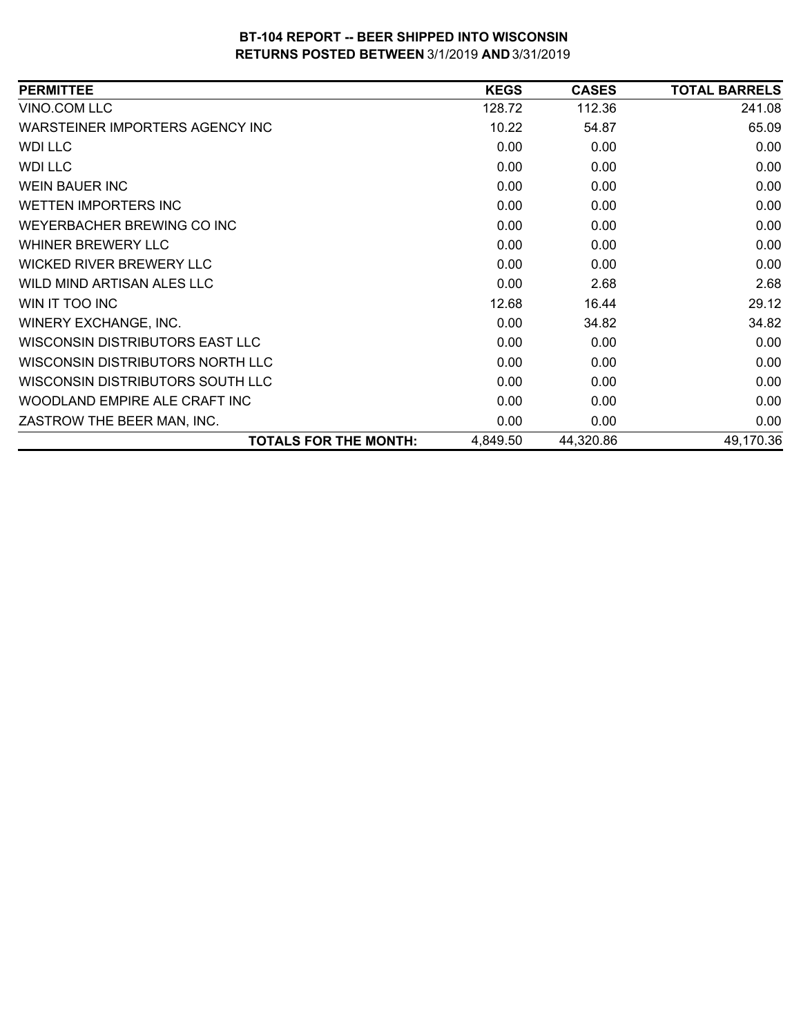**BT-104 REPORT -- BEER SHIPPED INTO WISCONSIN**
**RETURNS POSTED BETWEEN** 3/1/2019 **AND** 3/31/2019

| PERMITTEE | KEGS | CASES | TOTAL BARRELS |
|---|---|---|---|
| VINO.COM LLC | 128.72 | 112.36 | 241.08 |
| WARSTEINER IMPORTERS AGENCY INC | 10.22 | 54.87 | 65.09 |
| WDI LLC | 0.00 | 0.00 | 0.00 |
| WDI LLC | 0.00 | 0.00 | 0.00 |
| WEIN BAUER INC | 0.00 | 0.00 | 0.00 |
| WETTEN IMPORTERS INC | 0.00 | 0.00 | 0.00 |
| WEYERBACHER BREWING CO INC | 0.00 | 0.00 | 0.00 |
| WHINER BREWERY LLC | 0.00 | 0.00 | 0.00 |
| WICKED RIVER BREWERY LLC | 0.00 | 0.00 | 0.00 |
| WILD MIND ARTISAN ALES LLC | 0.00 | 2.68 | 2.68 |
| WIN IT TOO INC | 12.68 | 16.44 | 29.12 |
| WINERY EXCHANGE, INC. | 0.00 | 34.82 | 34.82 |
| WISCONSIN DISTRIBUTORS EAST LLC | 0.00 | 0.00 | 0.00 |
| WISCONSIN DISTRIBUTORS NORTH LLC | 0.00 | 0.00 | 0.00 |
| WISCONSIN DISTRIBUTORS SOUTH LLC | 0.00 | 0.00 | 0.00 |
| WOODLAND EMPIRE ALE CRAFT INC | 0.00 | 0.00 | 0.00 |
| ZASTROW THE BEER MAN, INC. | 0.00 | 0.00 | 0.00 |
| **TOTALS FOR THE MONTH:** | 4,849.50 | 44,320.86 | 49,170.36 |